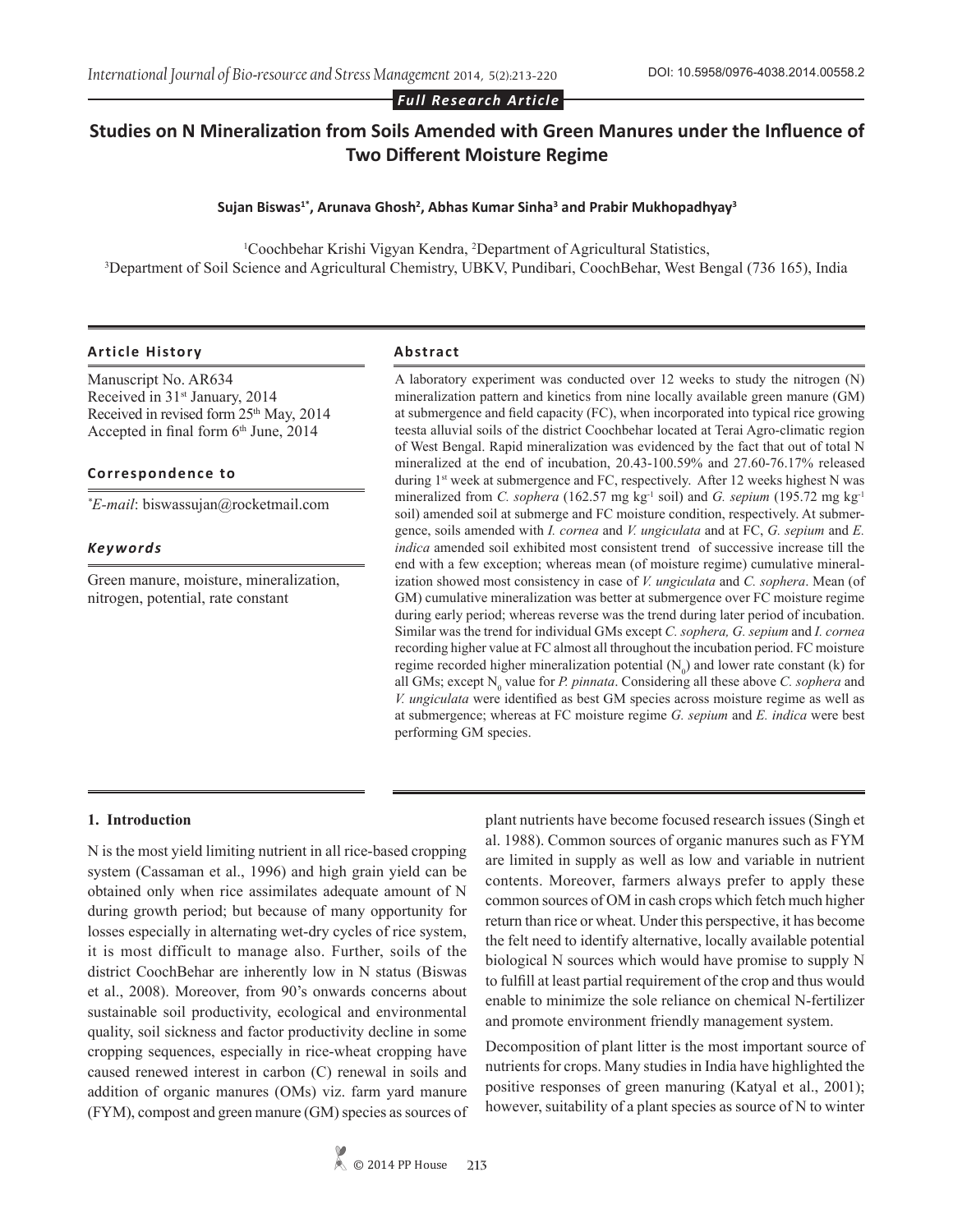*Full Research Article*

# Studies on N Mineralization from Soils Amended with Green Manures under the Influence of Two Different Moisture Regime

**Sujan Biswas[1*], Arunava Ghosh[2], Abhas Kumar Sinha[3] and Prabir Mukhopadhyay[3]**

[1]Coochbehar Krishi Vigyan Kendra, [2]Department of Agricultural Statistics,
[3]Department of Soil Science and Agricultural Chemistry, UBKV, Pundibari, CoochBehar, West Bengal (736 165), India

### Article History

Manuscript No. AR634
Received in 31st January, 2014
Received in revised form 25th May, 2014
Accepted in final form 6th June, 2014

### Correspondence to

*E-mail: biswassujan@rocketmail.com

### Keywords

Green manure, moisture, mineralization, nitrogen, potential, rate constant

### Abstract

A laboratory experiment was conducted over 12 weeks to study the nitrogen (N) mineralization pattern and kinetics from nine locally available green manure (GM) at submergence and field capacity (FC), when incorporated into typical rice growing teesta alluvial soils of the district Coochbehar located at Terai Agro-climatic region of West Bengal. Rapid mineralization was evidenced by the fact that out of total N mineralized at the end of incubation, 20.43-100.59% and 27.60-76.17% released during 1st week at submergence and FC, respectively. After 12 weeks highest N was mineralized from *C. sophera* (162.57 mg kg$^{-1}$ soil) and *G. sepium* (195.72 mg kg$^{-1}$ soil) amended soil at submerge and FC moisture condition, respectively. At submergence, soils amended with *I. cornea* and *V. ungiculata* and at FC, *G. sepium* and *E. indica* amended soil exhibited most consistent trend of successive increase till the end with a few exception; whereas mean (of moisture regime) cumulative mineralization showed most consistency in case of *V. ungiculata* and *C. sophera*. Mean (of GM) cumulative mineralization was better at submergence over FC moisture regime during early period; whereas reverse was the trend during later period of incubation. Similar was the trend for individual GMs except *C. sophera, G. sepium* and *I. cornea* recording higher value at FC almost all throughout the incubation period. FC moisture regime recorded higher mineralization potential ($N_0$) and lower rate constant (k) for all GMs; except $N_0$ value for *P. pinnata*. Considering all these above *C. sophera* and *V. ungiculata* were identified as best GM species across moisture regime as well as at submergence; whereas at FC moisture regime *G. sepium* and *E. indica* were best performing GM species.

## 1. Introduction

N is the most yield limiting nutrient in all rice-based cropping system (Cassaman et al., 1996) and high grain yield can be obtained only when rice assimilates adequate amount of N during growth period; but because of many opportunity for losses especially in alternating wet-dry cycles of rice system, it is most difficult to manage also. Further, soils of the district CoochBehar are inherently low in N status (Biswas et al., 2008). Moreover, from 90's onwards concerns about sustainable soil productivity, ecological and environmental quality, soil sickness and factor productivity decline in some cropping sequences, especially in rice-wheat cropping have caused renewed interest in carbon (C) renewal in soils and addition of organic manures (OMs) viz. farm yard manure (FYM), compost and green manure (GM) species as sources of plant nutrients have become focused research issues (Singh et al. 1988). Common sources of organic manures such as FYM are limited in supply as well as low and variable in nutrient contents. Moreover, farmers always prefer to apply these common sources of OM in cash crops which fetch much higher return than rice or wheat. Under this perspective, it has become the felt need to identify alternative, locally available potential biological N sources which would have promise to supply N to fulfill at least partial requirement of the crop and thus would enable to minimize the sole reliance on chemical N-fertilizer and promote environment friendly management system.

Decomposition of plant litter is the most important source of nutrients for crops. Many studies in India have highlighted the positive responses of green manuring (Katyal et al., 2001); however, suitability of a plant species as source of N to winter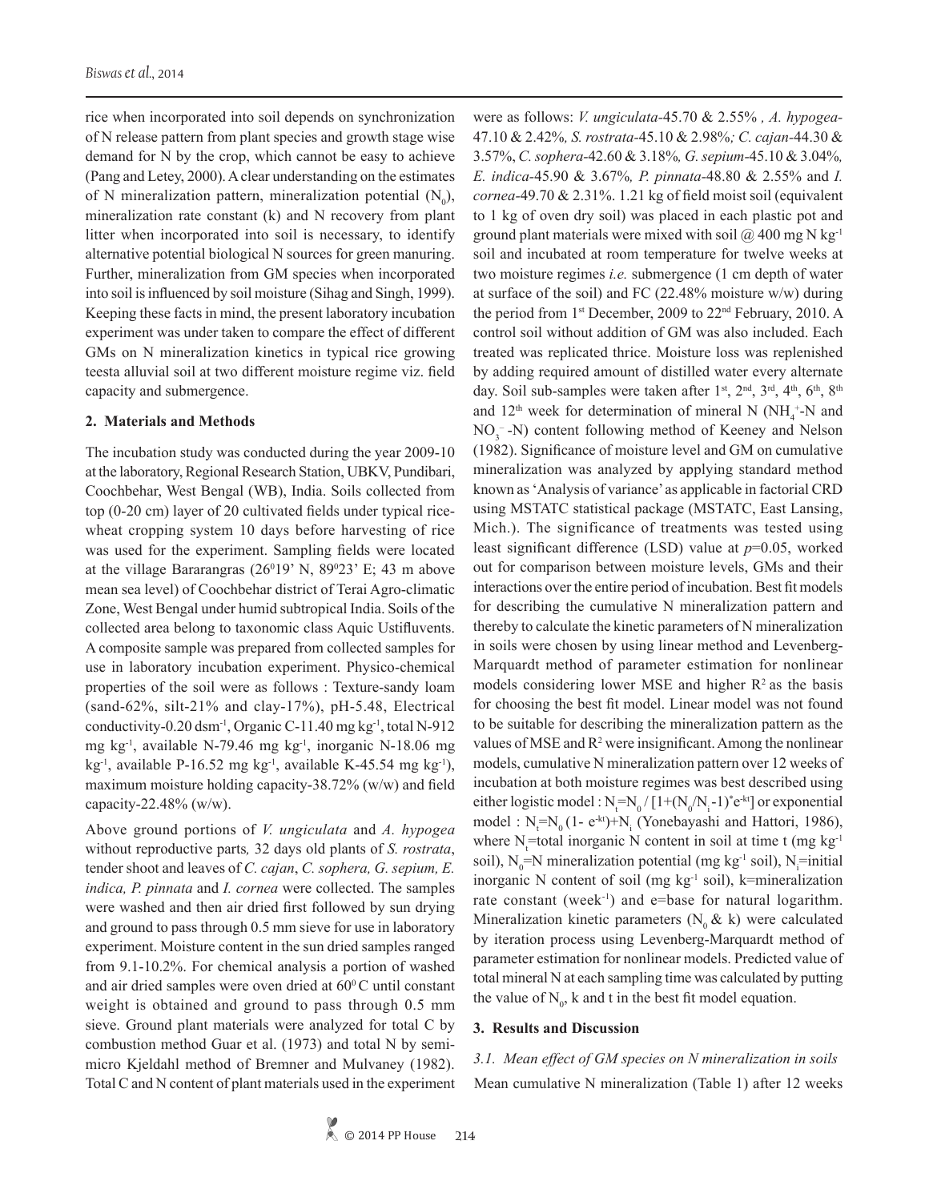rice when incorporated into soil depends on synchronization of N release pattern from plant species and growth stage wise demand for N by the crop, which cannot be easy to achieve (Pang and Letey, 2000). A clear understanding on the estimates of N mineralization pattern, mineralization potential ($N_0$), mineralization rate constant (k) and N recovery from plant litter when incorporated into soil is necessary, to identify alternative potential biological N sources for green manuring. Further, mineralization from GM species when incorporated into soil is influenced by soil moisture (Sihag and Singh, 1999). Keeping these facts in mind, the present laboratory incubation experiment was under taken to compare the effect of different GMs on N mineralization kinetics in typical rice growing teesta alluvial soil at two different moisture regime viz. field capacity and submergence.

## 2. Materials and Methods

The incubation study was conducted during the year 2009-10 at the laboratory, Regional Research Station, UBKV, Pundibari, Coochbehar, West Bengal (WB), India. Soils collected from top (0-20 cm) layer of 20 cultivated fields under typical rice-wheat cropping system 10 days before harvesting of rice was used for the experiment. Sampling fields were located at the village Bararangras ($26^0$19' N, $89^0$23' E; 43 m above mean sea level) of Coochbehar district of Terai Agro-climatic Zone, West Bengal under humid subtropical India. Soils of the collected area belong to taxonomic class Aquic Ustifluvents. A composite sample was prepared from collected samples for use in laboratory incubation experiment. Physico-chemical properties of the soil were as follows : Texture-sandy loam (sand-62%, silt-21% and clay-17%), pH-5.48, Electrical conductivity-0.20 $dsm^{-1}$, Organic C-11.40 mg $kg^{-1}$, total N-912 mg $kg^{-1}$, available N-79.46 mg $kg^{-1}$, inorganic N-18.06 mg $kg^{-1}$, available P-16.52 mg $kg^{-1}$, available K-45.54 mg $kg^{-1}$), maximum moisture holding capacity-38.72% (w/w) and field capacity-22.48% (w/w).

Above ground portions of *V. ungiculata* and *A. hypogea* without reproductive parts*,* 32 days old plants of *S. rostrata*, tender shoot and leaves of *C. cajan*, *C. sophera, G. sepium, E. indica, P. pinnata* and *I. cornea* were collected. The samples were washed and then air dried first followed by sun drying and ground to pass through 0.5 mm sieve for use in laboratory experiment. Moisture content in the sun dried samples ranged from 9.1-10.2%. For chemical analysis a portion of washed and air dried samples were oven dried at $60^0$ C until constant weight is obtained and ground to pass through 0.5 mm sieve. Ground plant materials were analyzed for total C by combustion method Guar et al. (1973) and total N by semi-micro Kjeldahl method of Bremner and Mulvaney (1982). Total C and N content of plant materials used in the experiment were as follows: *V. ungiculata*-45.70 & 2.55% *, A. hypogea*-47.10 & 2.42%*, S. rostrata*-45.10 & 2.98%*; C. cajan*-44.30 & 3.57%, *C. sophera*-42.60 & 3.18%*, G. sepium*-45.10 & 3.04%*, E. indica*-45.90 & 3.67%*, P. pinnata*-48.80 & 2.55% and *I. cornea*-49.70 & 2.31%. 1.21 kg of field moist soil (equivalent to 1 kg of oven dry soil) was placed in each plastic pot and ground plant materials were mixed with soil @ 400 mg N $kg^{-1}$ soil and incubated at room temperature for twelve weeks at two moisture regimes *i.e.* submergence (1 cm depth of water at surface of the soil) and FC (22.48% moisture w/w) during the period from 1st December, 2009 to 22nd February, 2010. A control soil without addition of GM was also included. Each treated was replicated thrice. Moisture loss was replenished by adding required amount of distilled water every alternate day. Soil sub-samples were taken after 1st, 2nd, 3rd, 4th, 6th, 8th and 12th week for determination of mineral N ($NH_4^+$-N and $NO_3^-$ -N) content following method of Keeney and Nelson (1982). Significance of moisture level and GM on cumulative mineralization was analyzed by applying standard method known as 'Analysis of variance' as applicable in factorial CRD using MSTATC statistical package (MSTATC, East Lansing, Mich.). The significance of treatments was tested using least significant difference (LSD) value at $p$=0.05, worked out for comparison between moisture levels, GMs and their interactions over the entire period of incubation. Best fit models for describing the cumulative N mineralization pattern and thereby to calculate the kinetic parameters of N mineralization in soils were chosen by using linear method and Levenberg-Marquardt method of parameter estimation for nonlinear models considering lower MSE and higher $R^2$ as the basis for choosing the best fit model. Linear model was not found to be suitable for describing the mineralization pattern as the values of MSE and $R^2$ were insignificant. Among the nonlinear models, cumulative N mineralization pattern over 12 weeks of incubation at both moisture regimes was best described using either logistic model : $N_t=N_0 / [1+(N_0/N_i-1)^{*}e^{-kt}]$ or exponential model : $N_t=N_0(1- e^{-kt})+N_i$ (Yonebayashi and Hattori, 1986), where $N_t$=total inorganic N content in soil at time t (mg $kg^{-1}$ soil), $N_0$=N mineralization potential (mg $kg^{-1}$ soil), $N_i$=initial inorganic N content of soil (mg $kg^{-1}$ soil), k=mineralization rate constant ($week^{-1}$) and e=base for natural logarithm. Mineralization kinetic parameters ($N_0$ & k) were calculated by iteration process using Levenberg-Marquardt method of parameter estimation for nonlinear models. Predicted value of total mineral N at each sampling time was calculated by putting the value of $N_0$, k and t in the best fit model equation.

## 3. Results and Discussion

### *3.1. Mean effect of GM species on N mineralization in soils*

Mean cumulative N mineralization (Table 1) after 12 weeks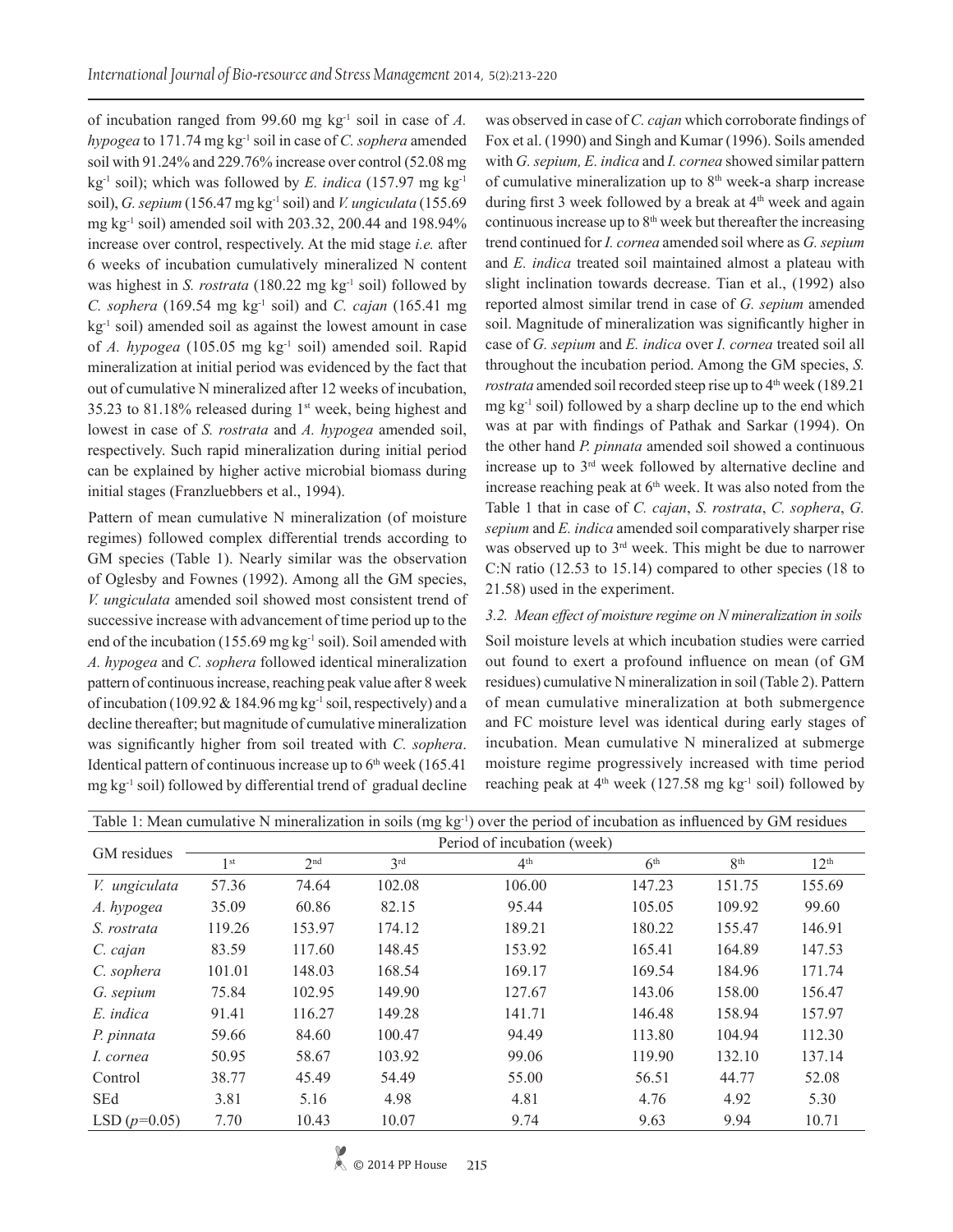of incubation ranged from 99.60 mg kg$^{-1}$ soil in case of *A. hypogea* to 171.74 mg kg$^{-1}$ soil in case of *C. sophera* amended soil with 91.24% and 229.76% increase over control (52.08 mg kg$^{-1}$ soil); which was followed by *E. indica* (157.97 mg kg$^{-1}$ soil), *G. sepium* (156.47 mg kg$^{-1}$ soil) and *V. ungiculata* (155.69 mg kg$^{-1}$ soil) amended soil with 203.32, 200.44 and 198.94% increase over control, respectively. At the mid stage *i.e.* after 6 weeks of incubation cumulatively mineralized N content was highest in *S. rostrata* (180.22 mg kg$^{-1}$ soil) followed by *C. sophera* (169.54 mg kg$^{-1}$ soil) and *C. cajan* (165.41 mg kg$^{-1}$ soil) amended soil as against the lowest amount in case of *A. hypogea* (105.05 mg kg$^{-1}$ soil) amended soil. Rapid mineralization at initial period was evidenced by the fact that out of cumulative N mineralized after 12 weeks of incubation, 35.23 to 81.18% released during 1$^{st}$ week, being highest and lowest in case of *S. rostrata* and *A. hypogea* amended soil, respectively. Such rapid mineralization during initial period can be explained by higher active microbial biomass during initial stages (Franzluebbers et al., 1994).

Pattern of mean cumulative N mineralization (of moisture regimes) followed complex differential trends according to GM species (Table 1). Nearly similar was the observation of Oglesby and Fownes (1992). Among all the GM species, *V. ungiculata* amended soil showed most consistent trend of successive increase with advancement of time period up to the end of the incubation (155.69 mg kg$^{-1}$ soil). Soil amended with *A. hypogea* and *C. sophera* followed identical mineralization pattern of continuous increase, reaching peak value after 8 week of incubation (109.92 & 184.96 mg kg$^{-1}$ soil, respectively) and a decline thereafter; but magnitude of cumulative mineralization was significantly higher from soil treated with *C. sophera*. Identical pattern of continuous increase up to 6$^{th}$ week (165.41 mg kg$^{-1}$ soil) followed by differential trend of gradual decline was observed in case of *C. cajan* which corroborate findings of Fox et al. (1990) and Singh and Kumar (1996). Soils amended with *G. sepium, E. indica* and *I. cornea* showed similar pattern of cumulative mineralization up to 8$^{th}$ week-a sharp increase during first 3 week followed by a break at 4$^{th}$ week and again continuous increase up to 8$^{th}$ week but thereafter the increasing trend continued for *I. cornea* amended soil where as *G. sepium* and *E. indica* treated soil maintained almost a plateau with slight inclination towards decrease. Tian et al., (1992) also reported almost similar trend in case of *G. sepium* amended soil. Magnitude of mineralization was significantly higher in case of *G. sepium* and *E. indica* over *I. cornea* treated soil all throughout the incubation period. Among the GM species, *S. rostrata* amended soil recorded steep rise up to 4$^{th}$ week (189.21 mg kg$^{-1}$ soil) followed by a sharp decline up to the end which was at par with findings of Pathak and Sarkar (1994). On the other hand *P. pinnata* amended soil showed a continuous increase up to 3$^{rd}$ week followed by alternative decline and increase reaching peak at 6$^{th}$ week. It was also noted from the Table 1 that in case of *C. cajan*, *S. rostrata*, *C. sophera*, *G. sepium* and *E. indica* amended soil comparatively sharper rise was observed up to 3$^{rd}$ week. This might be due to narrower C:N ratio (12.53 to 15.14) compared to other species (18 to 21.58) used in the experiment.

### 3.2. Mean effect of moisture regime on N mineralization in soils

Soil moisture levels at which incubation studies were carried out found to exert a profound influence on mean (of GM residues) cumulative N mineralization in soil (Table 2). Pattern of mean cumulative mineralization at both submergence and FC moisture level was identical during early stages of incubation. Mean cumulative N mineralized at submerge moisture regime progressively increased with time period reaching peak at 4$^{th}$ week (127.58 mg kg$^{-1}$ soil) followed by

Table 1: Mean cumulative N mineralization in soils (mg kg$^{-1}$) over the period of incubation as influenced by GM residues

| GM residues | Period of incubation (week) | | | | | | |
|---|---|---|---|---|---|---|---|
| | 1$^{st}$ | 2$^{nd}$ | 3$^{rd}$ | 4$^{th}$ | 6$^{th}$ | 8$^{th}$ | 12$^{th}$ |
| *V. ungiculata* | 57.36 | 74.64 | 102.08 | 106.00 | 147.23 | 151.75 | 155.69 |
| *A. hypogea* | 35.09 | 60.86 | 82.15 | 95.44 | 105.05 | 109.92 | 99.60 |
| *S. rostrata* | 119.26 | 153.97 | 174.12 | 189.21 | 180.22 | 155.47 | 146.91 |
| *C. cajan* | 83.59 | 117.60 | 148.45 | 153.92 | 165.41 | 164.89 | 147.53 |
| *C. sophera* | 101.01 | 148.03 | 168.54 | 169.17 | 169.54 | 184.96 | 171.74 |
| *G. sepium* | 75.84 | 102.95 | 149.90 | 127.67 | 143.06 | 158.00 | 156.47 |
| *E. indica* | 91.41 | 116.27 | 149.28 | 141.71 | 146.48 | 158.94 | 157.97 |
| *P. pinnata* | 59.66 | 84.60 | 100.47 | 94.49 | 113.80 | 104.94 | 112.30 |
| *I. cornea* | 50.95 | 58.67 | 103.92 | 99.06 | 119.90 | 132.10 | 137.14 |
| Control | 38.77 | 45.49 | 54.49 | 55.00 | 56.51 | 44.77 | 52.08 |
| SEd | 3.81 | 5.16 | 4.98 | 4.81 | 4.76 | 4.92 | 5.30 |
| LSD ($p$=0.05) | 7.70 | 10.43 | 10.07 | 9.74 | 9.63 | 9.94 | 10.71 |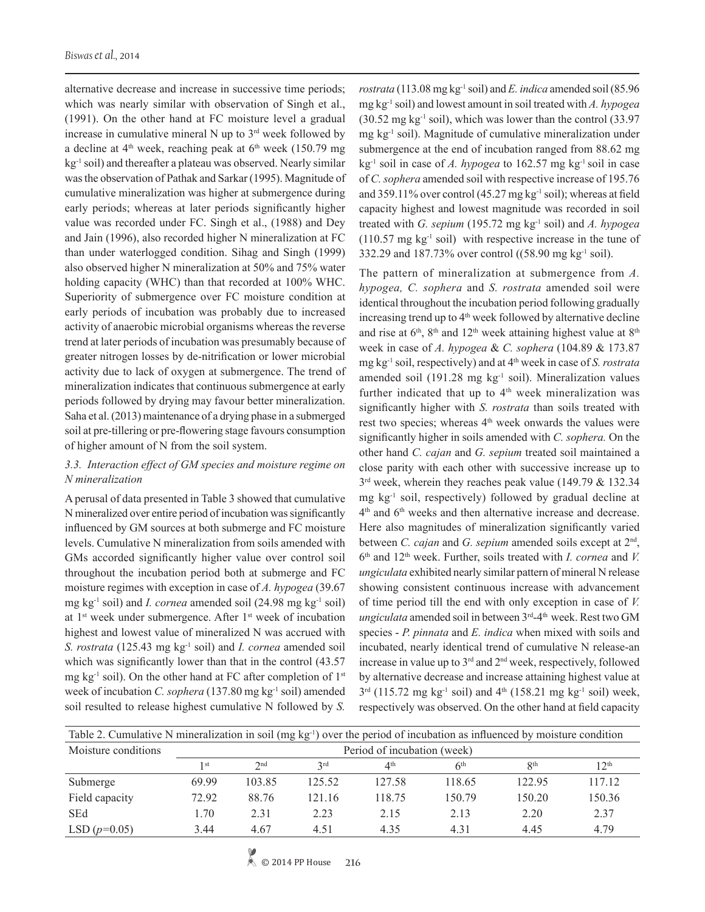alternative decrease and increase in successive time periods; which was nearly similar with observation of Singh et al., (1991). On the other hand at FC moisture level a gradual increase in cumulative mineral N up to 3rd week followed by a decline at 4th week, reaching peak at 6th week (150.79 mg $kg^{-1}$ soil) and thereafter a plateau was observed. Nearly similar was the observation of Pathak and Sarkar (1995). Magnitude of cumulative mineralization was higher at submergence during early periods; whereas at later periods significantly higher value was recorded under FC. Singh et al., (1988) and Dey and Jain (1996), also recorded higher N mineralization at FC than under waterlogged condition. Sihag and Singh (1999) also observed higher N mineralization at 50% and 75% water holding capacity (WHC) than that recorded at 100% WHC. Superiority of submergence over FC moisture condition at early periods of incubation was probably due to increased activity of anaerobic microbial organisms whereas the reverse trend at later periods of incubation was presumably because of greater nitrogen losses by de-nitrification or lower microbial activity due to lack of oxygen at submergence. The trend of mineralization indicates that continuous submergence at early periods followed by drying may favour better mineralization. Saha et al. (2013) maintenance of a drying phase in a submerged soil at pre-tillering or pre-flowering stage favours consumption of higher amount of N from the soil system.

### 3.3. Interaction effect of GM species and moisture regime on N mineralization

A perusal of data presented in Table 3 showed that cumulative N mineralized over entire period of incubation was significantly influenced by GM sources at both submerge and FC moisture levels. Cumulative N mineralization from soils amended with GMs accorded significantly higher value over control soil throughout the incubation period both at submerge and FC moisture regimes with exception in case of *A. hypogea* (39.67 mg $kg^{-1}$ soil) and *I. cornea* amended soil (24.98 mg $kg^{-1}$ soil) at 1st week under submergence. After 1st week of incubation highest and lowest value of mineralized N was accrued with *S. rostrata* (125.43 mg $kg^{-1}$ soil) and *I. cornea* amended soil which was significantly lower than that in the control (43.57 mg $kg^{-1}$ soil). On the other hand at FC after completion of 1st week of incubation *C. sophera* (137.80 mg $kg^{-1}$ soil) amended soil resulted to release highest cumulative N followed by *S. rostrata* (113.08 mg $kg^{-1}$ soil) and *E. indica* amended soil (85.96 mg $kg^{-1}$ soil) and lowest amount in soil treated with *A. hypogea* (30.52 mg $kg^{-1}$ soil), which was lower than the control (33.97 mg $kg^{-1}$ soil). Magnitude of cumulative mineralization under submergence at the end of incubation ranged from 88.62 mg $kg^{-1}$ soil in case of *A. hypogea* to 162.57 mg $kg^{-1}$ soil in case of *C. sophera* amended soil with respective increase of 195.76 and 359.11% over control (45.27 mg $kg^{-1}$ soil); whereas at field capacity highest and lowest magnitude was recorded in soil treated with *G. sepium* (195.72 mg $kg^{-1}$ soil) and *A. hypogea* (110.57 mg $kg^{-1}$ soil) with respective increase in the tune of 332.29 and 187.73% over control ((58.90 mg $kg^{-1}$ soil).

The pattern of mineralization at submergence from *A. hypogea, C. sophera* and *S. rostrata* amended soil were identical throughout the incubation period following gradually increasing trend up to 4th week followed by alternative decline and rise at 6th, 8th and 12th week attaining highest value at 8th week in case of *A. hypogea* & *C. sophera* (104.89 & 173.87 mg $kg^{-1}$ soil, respectively) and at 4th week in case of *S. rostrata* amended soil (191.28 mg $kg^{-1}$ soil). Mineralization values further indicated that up to 4th week mineralization was significantly higher with *S. rostrata* than soils treated with rest two species; whereas 4th week onwards the values were significantly higher in soils amended with *C. sophera.* On the other hand *C. cajan* and *G. sepium* treated soil maintained a close parity with each other with successive increase up to 3rd week, wherein they reaches peak value (149.79 & 132.34 mg $kg^{-1}$ soil, respectively) followed by gradual decline at 4th and 6th weeks and then alternative increase and decrease. Here also magnitudes of mineralization significantly varied between *C. cajan* and *G. sepium* amended soils except at 2nd, 6th and 12th week. Further, soils treated with *I. cornea* and *V. ungiculata* exhibited nearly similar pattern of mineral N release showing consistent continuous increase with advancement of time period till the end with only exception in case of *V. ungiculata* amended soil in between 3rd-4th week. Rest two GM species - *P. pinnata* and *E. indica* when mixed with soils and incubated, nearly identical trend of cumulative N release-an increase in value up to 3rd and 2nd week, respectively, followed by alternative decrease and increase attaining highest value at 3rd (115.72 mg $kg^{-1}$ soil) and 4th (158.21 mg $kg^{-1}$ soil) week, respectively was observed. On the other hand at field capacity

Table 2. Cumulative N mineralization in soil (mg $kg^{-1}$) over the period of incubation as influenced by moisture condition

| Moisture conditions | Period of incubation (week) | | | | | | |
|---|---|---|---|---|---|---|---|
| | 1st | 2nd | 3rd | 4th | 6th | 8th | 12th |
| Submerge | 69.99 | 103.85 | 125.52 | 127.58 | 118.65 | 122.95 | 117.12 |
| Field capacity | 72.92 | 88.76 | 121.16 | 118.75 | 150.79 | 150.20 | 150.36 |
| SEd | 1.70 | 2.31 | 2.23 | 2.15 | 2.13 | 2.20 | 2.37 |
| LSD ($p$=0.05) | 3.44 | 4.67 | 4.51 | 4.35 | 4.31 | 4.45 | 4.79 |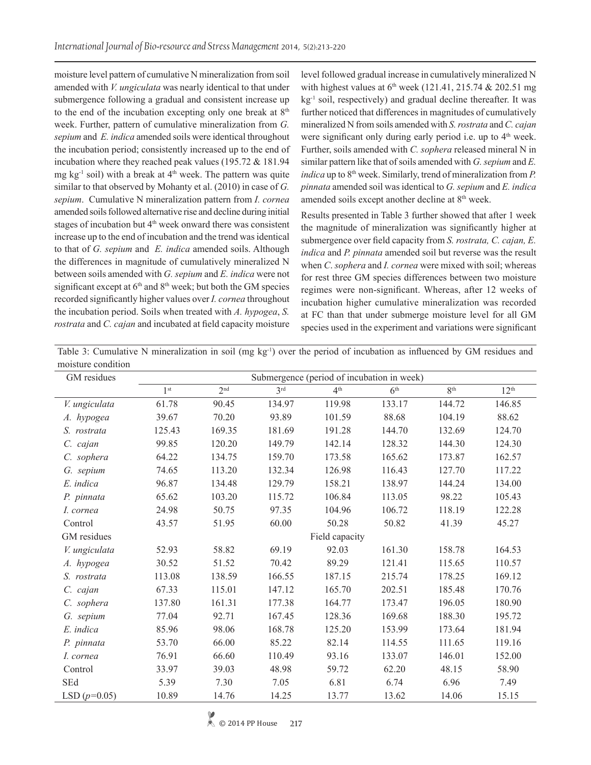moisture level pattern of cumulative N mineralization from soil amended with *V. ungiculata* was nearly identical to that under submergence following a gradual and consistent increase up to the end of the incubation excepting only one break at 8th week. Further, pattern of cumulative mineralization from *G. sepium* and *E. indica* amended soils were identical throughout the incubation period; consistently increased up to the end of incubation where they reached peak values (195.72 & 181.94 mg kg$^{-1}$ soil) with a break at 4th week. The pattern was quite similar to that observed by Mohanty et al. (2010) in case of *G. sepium*. Cumulative N mineralization pattern from *I. cornea* amended soils followed alternative rise and decline during initial stages of incubation but 4th week onward there was consistent increase up to the end of incubation and the trend was identical to that of *G. sepium* and *E. indica* amended soils. Although the differences in magnitude of cumulatively mineralized N between soils amended with *G. sepium* and *E. indica* were not significant except at 6th and 8th week; but both the GM species recorded significantly higher values over *I. cornea* throughout the incubation period. Soils when treated with *A. hypogea*, *S. rostrata* and *C. cajan* and incubated at field capacity moisture level followed gradual increase in cumulatively mineralized N with highest values at 6th week (121.41, 215.74 & 202.51 mg kg$^{-1}$ soil, respectively) and gradual decline thereafter. It was further noticed that differences in magnitudes of cumulatively mineralized N from soils amended with *S. rostrata* and *C. cajan* were significant only during early period i.e. up to 4th week. Further, soils amended with *C. sophera* released mineral N in similar pattern like that of soils amended with *G. sepium* and *E. indica* up to 8th week. Similarly, trend of mineralization from *P. pinnata* amended soil was identical to *G. sepium* and *E. indica* amended soils except another decline at 8th week.

Results presented in Table 3 further showed that after 1 week the magnitude of mineralization was significantly higher at submergence over field capacity from *S. rostrata, C. cajan, E. indica* and *P. pinnata* amended soil but reverse was the result when *C. sophera* and *I. cornea* were mixed with soil; whereas for rest three GM species differences between two moisture regimes were non-significant. Whereas, after 12 weeks of incubation higher cumulative mineralization was recorded at FC than that under submerge moisture level for all GM species used in the experiment and variations were significant

Table 3: Cumulative N mineralization in soil (mg kg$^{-1}$) over the period of incubation as influenced by GM residues and moisture condition

| GM residues | Submergence (period of incubation in week) | | | | | | |
|---|---|---|---|---|---|---|---|
| | 1st | 2nd | 3rd | 4th | 6th | 8th | 12th |
| *V. ungiculata* | 61.78 | 90.45 | 134.97 | 119.98 | 133.17 | 144.72 | 146.85 |
| *A. hypogea* | 39.67 | 70.20 | 93.89 | 101.59 | 88.68 | 104.19 | 88.62 |
| *S. rostrata* | 125.43 | 169.35 | 181.69 | 191.28 | 144.70 | 132.69 | 124.70 |
| *C. cajan* | 99.85 | 120.20 | 149.79 | 142.14 | 128.32 | 144.30 | 124.30 |
| *C. sophera* | 64.22 | 134.75 | 159.70 | 173.58 | 165.62 | 173.87 | 162.57 |
| *G. sepium* | 74.65 | 113.20 | 132.34 | 126.98 | 116.43 | 127.70 | 117.22 |
| *E. indica* | 96.87 | 134.48 | 129.79 | 158.21 | 138.97 | 144.24 | 134.00 |
| *P. pinnata* | 65.62 | 103.20 | 115.72 | 106.84 | 113.05 | 98.22 | 105.43 |
| *I. cornea* | 24.98 | 50.75 | 97.35 | 104.96 | 106.72 | 118.19 | 122.28 |
| Control | 43.57 | 51.95 | 60.00 | 50.28 | 50.82 | 41.39 | 45.27 |
| GM residues | Field capacity | | | | | | |
| *V. ungiculata* | 52.93 | 58.82 | 69.19 | 92.03 | 161.30 | 158.78 | 164.53 |
| *A. hypogea* | 30.52 | 51.52 | 70.42 | 89.29 | 121.41 | 115.65 | 110.57 |
| *S. rostrata* | 113.08 | 138.59 | 166.55 | 187.15 | 215.74 | 178.25 | 169.12 |
| *C. cajan* | 67.33 | 115.01 | 147.12 | 165.70 | 202.51 | 185.48 | 170.76 |
| *C. sophera* | 137.80 | 161.31 | 177.38 | 164.77 | 173.47 | 196.05 | 180.90 |
| *G. sepium* | 77.04 | 92.71 | 167.45 | 128.36 | 169.68 | 188.30 | 195.72 |
| *E. indica* | 85.96 | 98.06 | 168.78 | 125.20 | 153.99 | 173.64 | 181.94 |
| *P. pinnata* | 53.70 | 66.00 | 85.22 | 82.14 | 114.55 | 111.65 | 119.16 |
| *I. cornea* | 76.91 | 66.60 | 110.49 | 93.16 | 133.07 | 146.01 | 152.00 |
| Control | 33.97 | 39.03 | 48.98 | 59.72 | 62.20 | 48.15 | 58.90 |
| SEd | 5.39 | 7.30 | 7.05 | 6.81 | 6.74 | 6.96 | 7.49 |
| LSD ($p$=0.05) | 10.89 | 14.76 | 14.25 | 13.77 | 13.62 | 14.06 | 15.15 |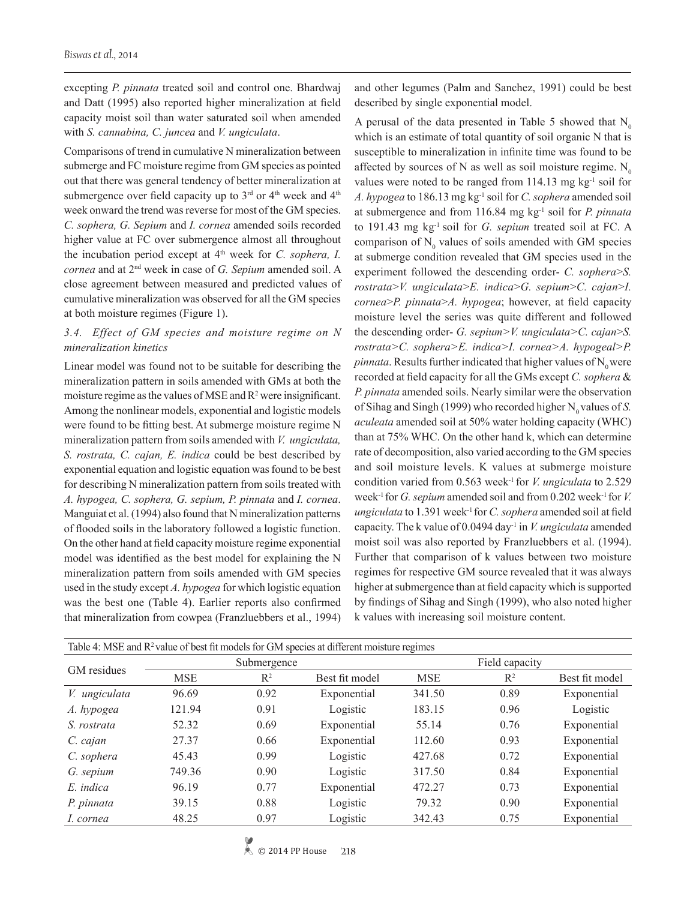excepting *P. pinnata* treated soil and control one. Bhardwaj and Datt (1995) also reported higher mineralization at field capacity moist soil than water saturated soil when amended with *S. cannabina, C. juncea* and *V. ungiculata*.

Comparisons of trend in cumulative N mineralization between submerge and FC moisture regime from GM species as pointed out that there was general tendency of better mineralization at submergence over field capacity up to 3[rd] or 4[th] week and 4[th] week onward the trend was reverse for most of the GM species. *C. sophera, G. Sepium* and *I. cornea* amended soils recorded higher value at FC over submergence almost all throughout the incubation period except at 4[th] week for *C. sophera, I. cornea* and at 2[nd] week in case of *G. Sepium* amended soil. A close agreement between measured and predicted values of cumulative mineralization was observed for all the GM species at both moisture regimes (Figure 1).

### 3.4. Effect of GM species and moisture regime on N mineralization kinetics

Linear model was found not to be suitable for describing the mineralization pattern in soils amended with GMs at both the moisture regime as the values of MSE and $R^2$ were insignificant. Among the nonlinear models, exponential and logistic models were found to be fitting best. At submerge moisture regime N mineralization pattern from soils amended with *V. ungiculata, S. rostrata, C. cajan, E. indica* could be best described by exponential equation and logistic equation was found to be best for describing N mineralization pattern from soils treated with *A. hypogea, C. sophera, G. sepium, P. pinnata* and *I. cornea*. Manguiat et al. (1994) also found that N mineralization patterns of flooded soils in the laboratory followed a logistic function. On the other hand at field capacity moisture regime exponential model was identified as the best model for explaining the N mineralization pattern from soils amended with GM species used in the study except *A. hypogea* for which logistic equation was the best one (Table 4). Earlier reports also confirmed that mineralization from cowpea (Franzluebbers et al., 1994) and other legumes (Palm and Sanchez, 1991) could be best described by single exponential model.

A perusal of the data presented in Table 5 showed that $N_0$ which is an estimate of total quantity of soil organic N that is susceptible to mineralization in infinite time was found to be affected by sources of N as well as soil moisture regime. $N_0$ values were noted to be ranged from 114.13 mg $kg^{-1}$ soil for *A. hypogea* to 186.13 mg $kg^{-1}$ soil for *C. sophera* amended soil at submergence and from 116.84 mg $kg^{-1}$ soil for *P. pinnata* to 191.43 mg $kg^{-1}$ soil for *G. sepium* treated soil at FC. A comparison of $N_0$ values of soils amended with GM species at submerge condition revealed that GM species used in the experiment followed the descending order- *C. sophera>S. rostrata>V. ungiculata>E. indica>G. sepium>C. cajan>I. cornea>P. pinnata>A. hypogea*; however, at field capacity moisture level the series was quite different and followed the descending order- *G. sepium>V. ungiculata>C. cajan>S. rostrata>C. sophera>E. indica>I. cornea>A. hypogeal>P. pinnata*. Results further indicated that higher values of $N_0$ were recorded at field capacity for all the GMs except *C. sophera* & *P. pinnata* amended soils. Nearly similar were the observation of Sihag and Singh (1999) who recorded higher $N_0$ values of *S. aculeata* amended soil at 50% water holding capacity (WHC) than at 75% WHC. On the other hand k, which can determine rate of decomposition, also varied according to the GM species and soil moisture levels. K values at submerge moisture condition varied from 0.563 $week^{-1}$ for *V. ungiculata* to 2.529 $week^{-1}$ for *G. sepium* amended soil and from 0.202 $week^{-1}$ for *V. ungiculata* to 1.391 $week^{-1}$ for *C. sophera* amended soil at field capacity. The k value of 0.0494 $day^{-1}$ in *V. ungiculata* amended moist soil was also reported by Franzluebbers et al. (1994). Further that comparison of k values between two moisture regimes for respective GM source revealed that it was always higher at submergence than at field capacity which is supported by findings of Sihag and Singh (1999), who also noted higher k values with increasing soil moisture content.

Table 4: MSE and $R^2$ value of best fit models for GM species at different moisture regimes

| GM residues | Submergence | | | Field capacity | | |
|---|---|---|---|---|---|---|
| | MSE | $R^2$ | Best fit model | MSE | $R^2$ | Best fit model |
| *V. ungiculata* | 96.69 | 0.92 | Exponential | 341.50 | 0.89 | Exponential |
| *A. hypogea* | 121.94 | 0.91 | Logistic | 183.15 | 0.96 | Logistic |
| *S. rostrata* | 52.32 | 0.69 | Exponential | 55.14 | 0.76 | Exponential |
| *C. cajan* | 27.37 | 0.66 | Exponential | 112.60 | 0.93 | Exponential |
| *C. sophera* | 45.43 | 0.99 | Logistic | 427.68 | 0.72 | Exponential |
| *G. sepium* | 749.36 | 0.90 | Logistic | 317.50 | 0.84 | Exponential |
| *E. indica* | 96.19 | 0.77 | Exponential | 472.27 | 0.73 | Exponential |
| *P. pinnata* | 39.15 | 0.88 | Logistic | 79.32 | 0.90 | Exponential |
| *I. cornea* | 48.25 | 0.97 | Logistic | 342.43 | 0.75 | Exponential |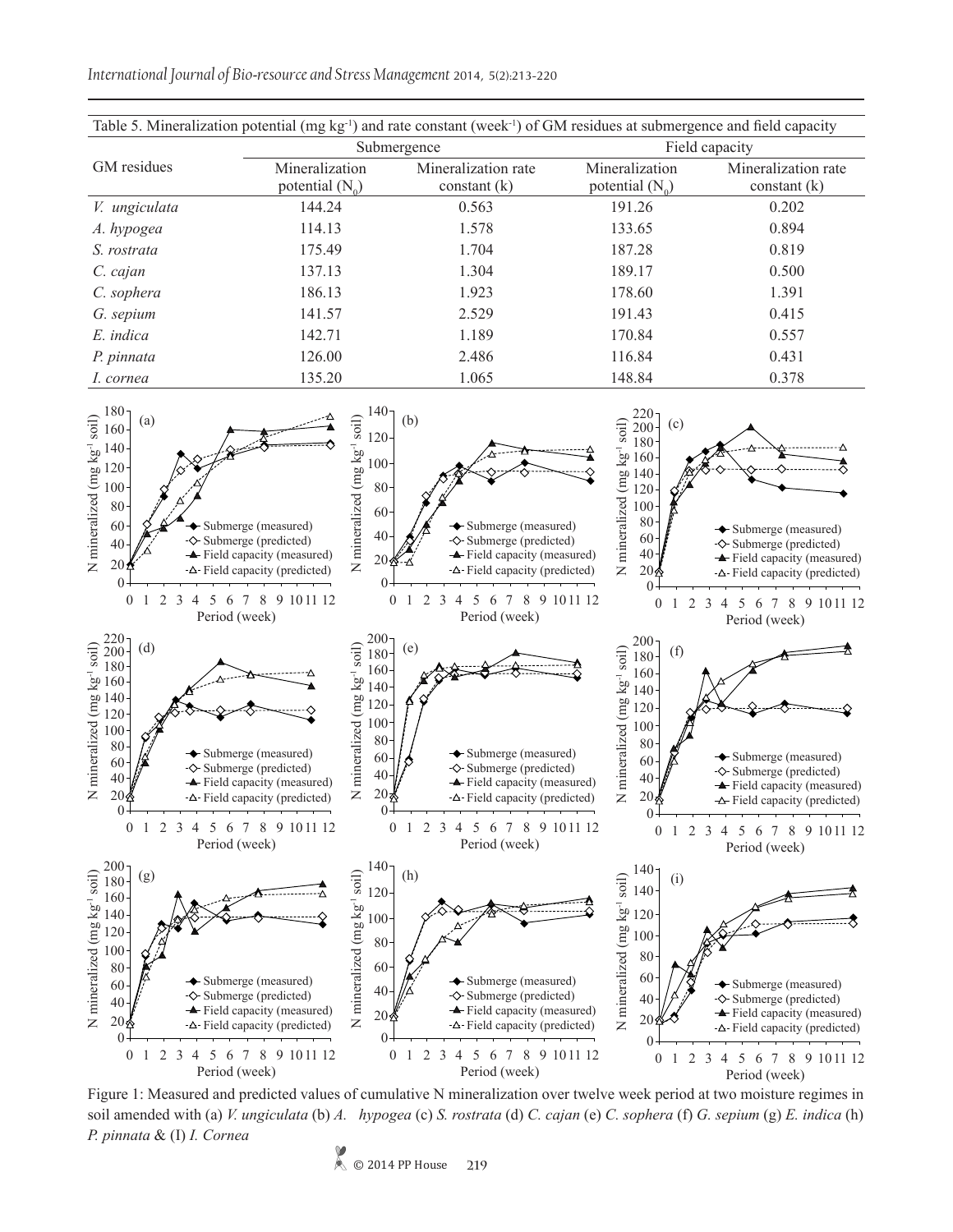Table 5. Mineralization potential (mg $kg^{-1}$) and rate constant ($week^{-1}$) of GM residues at submergence and field capacity

| GM residues | Submergence | | Field capacity | |
|---|---|---|---|---|
| | Mineralization potential ($N_0$) | Mineralization rate constant (k) | Mineralization potential ($N_0$) | Mineralization rate constant (k) |
| *V. ungiculata* | 144.24 | 0.563 | 191.26 | 0.202 |
| *A. hypogea* | 114.13 | 1.578 | 133.65 | 0.894 |
| *S. rostrata* | 175.49 | 1.704 | 187.28 | 0.819 |
| *C. cajan* | 137.13 | 1.304 | 189.17 | 0.500 |
| *C. sophera* | 186.13 | 1.923 | 178.60 | 1.391 |
| *G. sepium* | 141.57 | 2.529 | 191.43 | 0.415 |
| *E. indica* | 142.71 | 1.189 | 170.84 | 0.557 |
| *P. pinnata* | 126.00 | 2.486 | 116.84 | 0.431 |
| *I. cornea* | 135.20 | 1.065 | 148.84 | 0.378 |

Figure 1: Measured and predicted values of cumulative N mineralization over twelve week period at two moisture regimes in soil amended with (a) *V. ungiculata* (b) *A. hypogea* (c) *S. rostrata* (d) *C. cajan* (e) *C. sophera* (f) *G. sepium* (g) *E. indica* (h) *P. pinnata* & (I) *I. Cornea*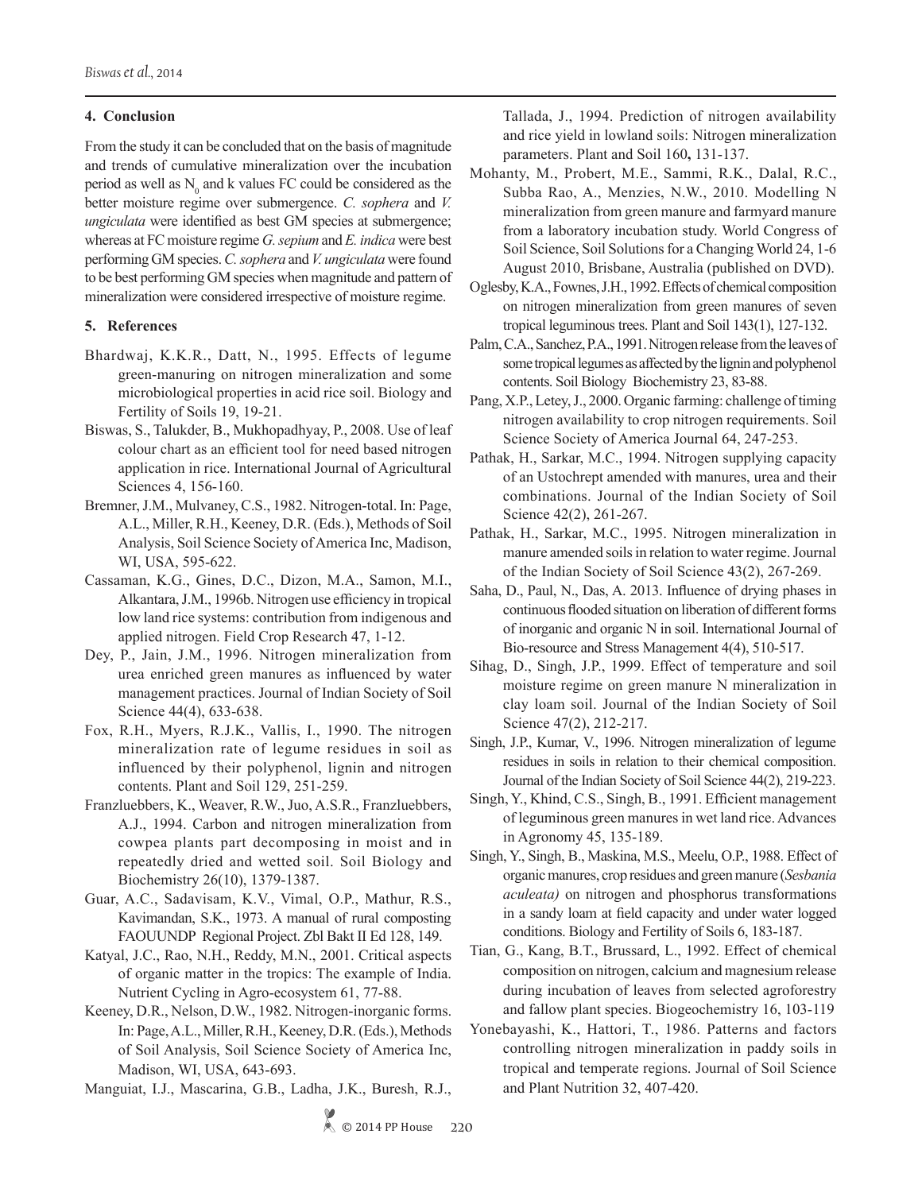## 4. Conclusion

From the study it can be concluded that on the basis of magnitude and trends of cumulative mineralization over the incubation period as well as $N_0$ and k values FC could be considered as the better moisture regime over submergence. *C. sophera* and *V. ungiculata* were identified as best GM species at submergence; whereas at FC moisture regime *G. sepium* and *E. indica* were best performing GM species. *C. sophera* and *V. ungiculata* were found to be best performing GM species when magnitude and pattern of mineralization were considered irrespective of moisture regime.

## 5. References

Bhardwaj, K.K.R., Datt, N., 1995. Effects of legume green-manuring on nitrogen mineralization and some microbiological properties in acid rice soil. Biology and Fertility of Soils 19, 19-21.

Biswas, S., Talukder, B., Mukhopadhyay, P., 2008. Use of leaf colour chart as an efficient tool for need based nitrogen application in rice. International Journal of Agricultural Sciences 4, 156-160.

Bremner, J.M., Mulvaney, C.S., 1982. Nitrogen-total. In: Page, A.L., Miller, R.H., Keeney, D.R. (Eds.), Methods of Soil Analysis, Soil Science Society of America Inc, Madison, WI, USA, 595-622.

Cassaman, K.G., Gines, D.C., Dizon, M.A., Samon, M.I., Alkantara, J.M., 1996b. Nitrogen use efficiency in tropical low land rice systems: contribution from indigenous and applied nitrogen. Field Crop Research 47, 1-12.

Dey, P., Jain, J.M., 1996. Nitrogen mineralization from urea enriched green manures as influenced by water management practices. Journal of Indian Society of Soil Science 44(4), 633-638.

Fox, R.H., Myers, R.J.K., Vallis, I., 1990. The nitrogen mineralization rate of legume residues in soil as influenced by their polyphenol, lignin and nitrogen contents. Plant and Soil 129, 251-259.

Franzluebbers, K., Weaver, R.W., Juo, A.S.R., Franzluebbers, A.J., 1994. Carbon and nitrogen mineralization from cowpea plants part decomposing in moist and in repeatedly dried and wetted soil. Soil Biology and Biochemistry 26(10), 1379-1387.

Guar, A.C., Sadavisam, K.V., Vimal, O.P., Mathur, R.S., Kavimandan, S.K., 1973. A manual of rural composting FAOUUNDP Regional Project. Zbl Bakt II Ed 128, 149.

Katyal, J.C., Rao, N.H., Reddy, M.N., 2001. Critical aspects of organic matter in the tropics: The example of India. Nutrient Cycling in Agro-ecosystem 61, 77-88.

Keeney, D.R., Nelson, D.W., 1982. Nitrogen-inorganic forms. In: Page, A.L., Miller, R.H., Keeney, D.R. (Eds.), Methods of Soil Analysis, Soil Science Society of America Inc, Madison, WI, USA, 643-693.

Manguiat, I.J., Mascarina, G.B., Ladha, J.K., Buresh, R.J., Tallada, J., 1994. Prediction of nitrogen availability and rice yield in lowland soils: Nitrogen mineralization parameters. Plant and Soil 160**,** 131-137.

Mohanty, M., Probert, M.E., Sammi, R.K., Dalal, R.C., Subba Rao, A., Menzies, N.W., 2010. Modelling N mineralization from green manure and farmyard manure from a laboratory incubation study. World Congress of Soil Science, Soil Solutions for a Changing World 24, 1-6 August 2010, Brisbane, Australia (published on DVD).

Oglesby, K.A., Fownes, J.H., 1992. Effects of chemical composition on nitrogen mineralization from green manures of seven tropical leguminous trees. Plant and Soil 143(1), 127-132.

Palm, C.A., Sanchez, P.A., 1991. Nitrogen release from the leaves of some tropical legumes as affected by the lignin and polyphenol contents. Soil Biology Biochemistry 23, 83-88.

Pang, X.P., Letey, J., 2000. Organic farming: challenge of timing nitrogen availability to crop nitrogen requirements. Soil Science Society of America Journal 64, 247-253.

Pathak, H., Sarkar, M.C., 1994. Nitrogen supplying capacity of an Ustochrept amended with manures, urea and their combinations. Journal of the Indian Society of Soil Science 42(2), 261-267.

Pathak, H., Sarkar, M.C., 1995. Nitrogen mineralization in manure amended soils in relation to water regime. Journal of the Indian Society of Soil Science 43(2), 267-269.

Saha, D., Paul, N., Das, A. 2013. Influence of drying phases in continuous flooded situation on liberation of different forms of inorganic and organic N in soil. International Journal of Bio-resource and Stress Management 4(4), 510-517.

Sihag, D., Singh, J.P., 1999. Effect of temperature and soil moisture regime on green manure N mineralization in clay loam soil. Journal of the Indian Society of Soil Science 47(2), 212-217.

Singh, J.P., Kumar, V., 1996. Nitrogen mineralization of legume residues in soils in relation to their chemical composition. Journal of the Indian Society of Soil Science 44(2), 219-223.

Singh, Y., Khind, C.S., Singh, B., 1991. Efficient management of leguminous green manures in wet land rice. Advances in Agronomy 45, 135-189.

Singh, Y., Singh, B., Maskina, M.S., Meelu, O.P., 1988. Effect of organic manures, crop residues and green manure (*Sesbania aculeata)* on nitrogen and phosphorus transformations in a sandy loam at field capacity and under water logged conditions. Biology and Fertility of Soils 6, 183-187.

Tian, G., Kang, B.T., Brussard, L., 1992. Effect of chemical composition on nitrogen, calcium and magnesium release during incubation of leaves from selected agroforestry and fallow plant species. Biogeochemistry 16, 103-119

Yonebayashi, K., Hattori, T., 1986. Patterns and factors controlling nitrogen mineralization in paddy soils in tropical and temperate regions. Journal of Soil Science and Plant Nutrition 32, 407-420.